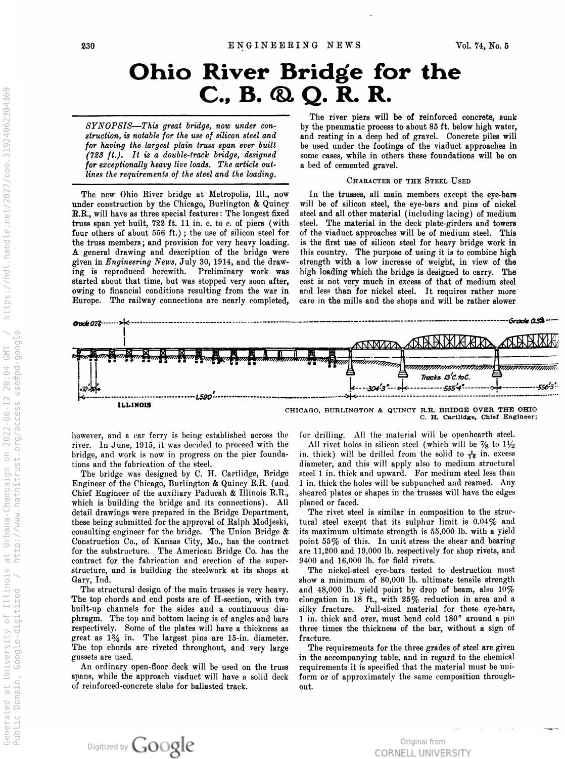# Ohio River Bridge for the C., B. & Q. R. R.

*SYNOPSIS—This great bridge, now under construction, is notable for the use of silicon steel and for having the largest plain truss span ever built (723 ft.). It is a double-track bridge, designed for exceptionally heavy live loads. The article outlines the requirements of the steel and the loading.*

The new Ohio River bridge at Metropolis, Ill., now under construction by the Chicago, Burlington & Quincy R.R., will have as three special features: The longest fixed truss span yet built, 722 ft. 11 in. c. to c. of piers (with four others of about 556 ft.); the use of silicon steel for the truss members; and provision for very heavy loading. A general drawing and description of the bridge were given in *Engineering News,* July 30, 1914, and the drawing is reproduced herewith. Preliminary work was started about that time, but was stopped very soon after, owing to financial conditions resulting from the war in Europe. The railway connections are nearly completed, however, and a car ferry is being established across the river. In June, 1915, it was decided to proceed with the bridge, and work is now in progress on the pier foundations and the fabrication of the steel.

The bridge was designed by C. H. Cartlidge, Bridge Engineer of the Chicago, Burlington & Quincy R.R. (and Chief Engineer of the auxiliary Paducah & Illinois R.R., which is building the bridge and its connections). All detail drawings were prepared in the Bridge Department, these being submitted for the approval of Ralph Modjeski, consulting engineer for the bridge. The Union Bridge & Construction Co., of Kansas City, Mo., has the contract for the substructure. The American Bridge Co. has the contract for the fabrication and erection of the superstructure, and is building the steelwork at its shops at Gary, Ind.

The structural design of the main trusses is very heavy. The top chords and end posts are of H-section, with two built-up channels for the sides and a continuous diaphragm. The top and bottom lacing is of angles and bars respectively. Some of the plates will have a thickness as great as 1¾ in. The largest pins are 15-in. diameter. The top chords are riveted throughout, and very large gussets are used.

An ordinary open-floor deck will be used on the truss spans, while the approach viaduct will have a solid deck of reinforced-concrete slabs for ballasted track.

The river piers will be of reinforced concrete, sunk by the pneumatic process to about 85 ft. below high water, and resting in a deep bed of gravel. Concrete piles will be used under the footings of the viaduct approaches in some cases, while in others these foundations will be on a bed of cemented gravel.

### Character of the Steel Used

In the trusses, all main members except the eye-bars will be of silicon steel, the eye-bars and pins of nickel steel and all other material (including lacing) of medium steel. The material in the deck plate-girders and towers of the viaduct approaches will be of medium steel. This is the first use of silicon steel for heavy bridge work in this country. The purpose of using it is to combine high strength with a low increase of weight, in view of the high loading which the bridge is designed to carry. The cost is not very much in excess of that of medium steel and less than for nickel steel. It requires rather more care in the mills and the shops and will be rather slower for drilling. All the material will be openhearth steel.

Grade 0.2% — Grade 0.3% — Tracks 13' C. to C. — 70'-30' — 1,590' — 304'3" — 555'4" — 556'3" — ILLINOIS

CHICAGO, BURLINGTON & QUINCY R.R. BRIDGE OVER THE OHIO
C. H. Cartlidge, Chief Engineer;

All rivet holes in silicon steel (which will be ⅞ to 1½ in. thick) will be drilled from the solid to $\frac{1}{16}$ in. excess diameter, and this will apply also to medium structural steel 1 in. thick and upward. For medium steel less than 1 in. thick the holes will be subpunched and reamed. Any sheared plates or shapes in the trusses will have the edges planed or faced.

The rivet steel is similar in composition to the structural steel except that its sulphur limit is 0.04% and its maximum ultimate strength is 55,000 lb. with a yield point 55% of this. In unit stress the shear and bearing are 11,200 and 19,000 lb. respectively for shop rivets, and 9400 and 16,000 lb. for field rivets.

The nickel-steel eye-bars tested to destruction must show a minimum of 80,000 lb. ultimate tensile strength and 48,000 lb. yield point by drop of beam, also 10% elongation in 18 ft., with 25% reduction in area and a silky fracture. Full-sized material for these eye-bars, 1 in. thick and over, must bend cold 180° around a pin three times the thickness of the bar, without a sign of fracture.

The requirements for the three grades of steel are given in the accompanying table, and in regard to the chemical requirements it is specified that the material must be uniform or of approximately the same composition throughout.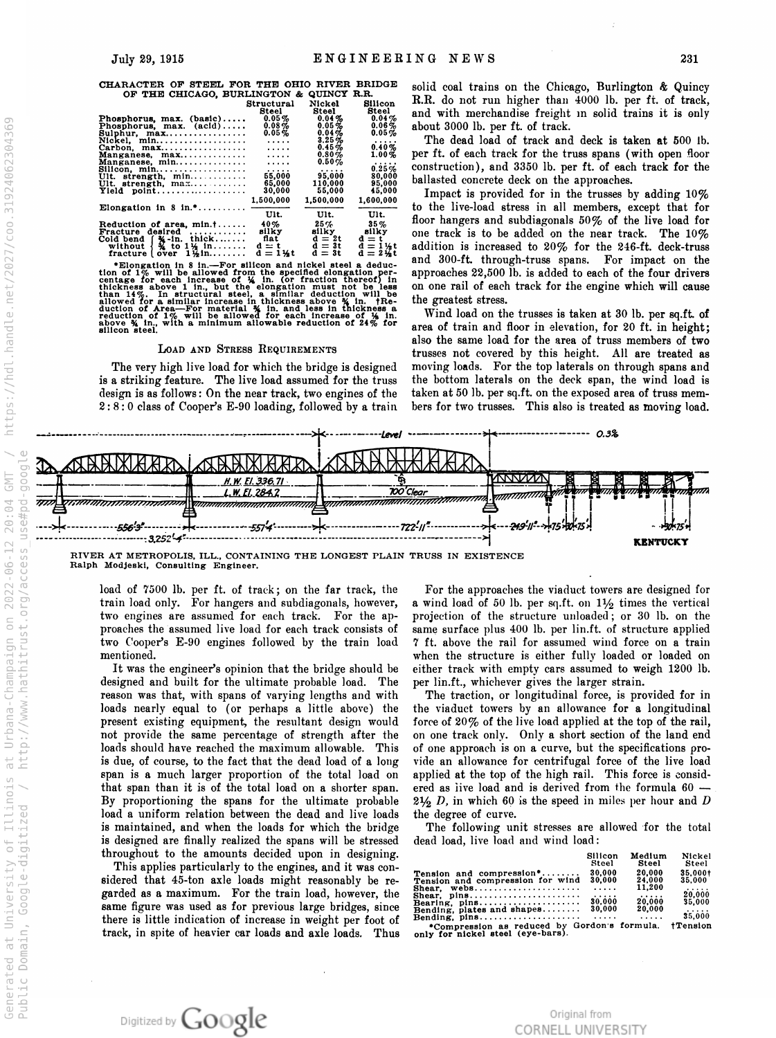CHARACTER OF STEEL FOR THE OHIO RIVER BRIDGE OF THE CHICAGO, BURLINGTON & QUINCY R.R.

| | Structural Steel | Nickel Steel | Silicon Steel |
|---|---|---|---|
| Phosphorus, max. (basic) | 0.05% | 0.04% | 0.04% |
| Phosphorus, max. (acid) | 0.08% | 0.05% | 0.06% |
| Sulphur, max. | 0.05% | 0.04% | 0.05% |
| Nickel, min. | ..... | 3.25% | ..... |
| Carbon, max. | ..... | 0.45% | 0.40% |
| Manganese, max. | ..... | 0.80% | 1.00% |
| Manganese, min. | ..... | 0.50% | ..... |
| Silicon, min. | ..... | ..... | 0.25% |
| Ult. strength, min. | 55,000 | 95,000 | 80,000 |
| Ult. strength, max. | 65,000 | 110,000 | 95,000 |
| Yield point | 30,000 | 55,000 | 45,000 |
| Elongation in 8 in.* | 1,500,000 / Ult. | 1,500,000 / Ult. | 1,600,000 / Ult. |
| Reduction of area, min.† | 40% | 25% | 35% |
| Fracture desired | silky | silky | silky |
| Cold bend without fracture: ¾-in. thick | flat | d = 2t | d = t |
| Cold bend without fracture: ¾ to 1½ in. | d = t | d = 3t | d = 1½t |
| Cold bend without fracture: over 1½ in. | d = 1½t | d = 3t | d = 2½t |

*Elongation in 8 in.—For silicon and nickel steel a deduction of 1% will be allowed from the specified elongation percentage for each increase of ⅛ in. (or fraction thereof) in thickness above 1 in., but the elongation must not be less than 14%. In structural steel, a similar deduction will be allowed for a similar increase in thickness above ¾ in. †Reduction of Area—For material ¾ in. and less in thickness a reduction of 1% will be allowed for each increase of ⅛ in. above ¾ in., with a minimum allowable reduction of 24% for silicon steel.

### Load and Stress Requirements

The very high live load for which the bridge is designed is a striking feature. The live load assumed for the truss design is as follows: On the near track, two engines of the 2:8:0 class of Cooper's E-90 loading, followed by a train load of 7500 lb. per ft. of track; on the far track, the train load only. For hangers and subdiagonals, however, two engines are assumed for each track. For the approaches the assumed live load for each track consists of two Cooper's E-90 engines followed by the train load mentioned.

It was the engineer's opinion that the bridge should be designed and built for the ultimate probable load. The reason was that, with spans of varying lengths and with loads nearly equal to (or perhaps a little above) the present existing equipment, the resultant design would not provide the same percentage of strength after the loads should have reached the maximum allowable. This is due, of course, to the fact that the dead load of a long span is a much larger proportion of the total load on that span than it is of the total load on a shorter span. By proportioning the spans for the ultimate probable load a uniform relation between the dead and live loads is maintained, and when the loads for which the bridge is designed are finally realized the spans will be stressed throughout to the amounts decided upon in designing.

This applies particularly to the engines, and it was considered that 45-ton axle loads might reasonably be regarded as a maximum. For the train load, however, the same figure was used as for previous large bridges, since there is little indication of increase in weight per foot of track, in spite of heavier car loads and axle loads. Thus solid coal trains on the Chicago, Burlington & Quincy R.R. do not run higher than 4000 lb. per ft. of track, and with merchandise freight in solid trains it is only about 3000 lb. per ft. of track.

The dead load of track and deck is taken at 500 lb. per ft. of each track for the truss spans (with open floor construction), and 3350 lb. per ft. of each track for the ballasted concrete deck on the approaches.

Impact is provided for in the trusses by adding 10% to the live-load stress in all members, except that for floor hangers and subdiagonals 50% of the live load for one track is to be added on the near track. The 10% addition is increased to 20% for the 246-ft. deck-truss and 300-ft. through-truss spans. For impact on the approaches 22,500 lb. is added to each of the four drivers on one rail of each track for the engine which will cause the greatest stress.

Wind load on the trusses is taken at 30 lb. per sq.ft. of area of train and floor in elevation, for 20 ft. in height; also the same load for the area of truss members of two trusses not covered by this height. All are treated as moving loads. For the top laterals on through spans and the bottom laterals on the deck span, the wind load is taken at 50 lb. per sq.ft. on the exposed area of truss members for two trusses. This also is treated as moving load.

RIVER AT METROPOLIS, ILL., CONTAINING THE LONGEST PLAIN TRUSS IN EXISTENCE
Ralph Modjeski, Consulting Engineer.

For the approaches the viaduct towers are designed for a wind load of 50 lb. per sq.ft. on 1½ times the vertical projection of the structure unloaded; or 30 lb. on the same surface plus 400 lb. per lin.ft. of structure applied 7 ft. above the rail for assumed wind force on a train when the structure is either fully loaded or loaded on either track with empty cars assumed to weigh 1200 lb. per lin.ft., whichever gives the larger strain.

The traction, or longitudinal force, is provided for in the viaduct towers by an allowance for a longitudinal force of 20% of the live load applied at the top of the rail, on one track only. Only a short section of the land end of one approach is on a curve, but the specifications provide an allowance for centrifugal force of the live load applied at the top of the high rail. This force is considered as live load and is derived from the formula $60 - 2\frac{1}{2}D$, in which 60 is the speed in miles per hour and $D$ the degree of curve.

The following unit stresses are allowed for the total dead load, live load and wind load:

| | Silicon Steel | Medium Steel | Nickel Steel |
|---|---|---|---|
| Tension and compression* | 30,000 | 20,000 | 35,000† |
| Tension and compression for wind | 30,000 | 24,000 | 35,000 |
| Shear, webs | ..... | 11,200 | ..... |
| Shear, pins | ..... | ..... | 20,000 |
| Bearing, pins | 30,000 | 20,000 | 35,000 |
| Bending, plates and shapes | 30,000 | 20,000 | ..... |
| Bending, pins | ..... | ..... | 35,000 |

*Compression as reduced by Gordon's formula. †Tension only for nickel steel (eye-bars).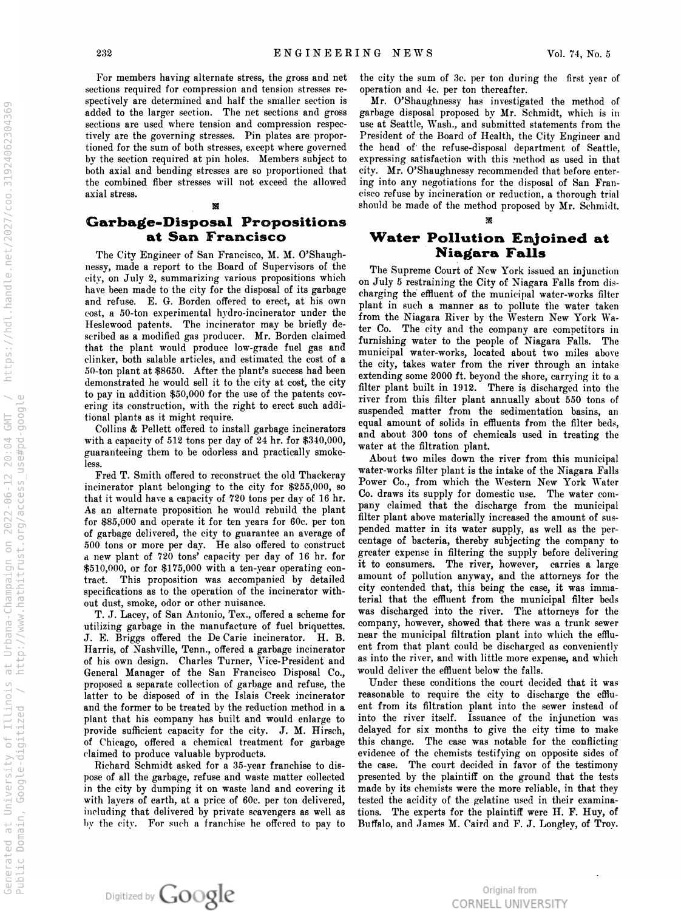For members having alternate stress, the gross and net sections required for compression and tension stresses respectively are determined and half the smaller section is added to the larger section. The net sections and gross sections are used where tension and compression respectively are the governing stresses. Pin plates are proportioned for the sum of both stresses, except where governed by the section required at pin holes. Members subject to both axial and bending stresses are so proportioned that the combined fiber stresses will not exceed the allowed axial stress.

## Garbage-Disposal Propositions at San Francisco

The City Engineer of San Francisco, M. M. O'Shaughnessy, made a report to the Board of Supervisors of the city, on July 2, summarizing various propositions which have been made to the city for the disposal of its garbage and refuse. E. G. Borden offered to erect, at his own cost, a 50-ton experimental hydro-incinerator under the Heslewood patents. The incinerator may be briefly described as a modified gas producer. Mr. Borden claimed that the plant would produce low-grade fuel gas and clinker, both salable articles, and estimated the cost of a 50-ton plant at $8650. After the plant's success had been demonstrated he would sell it to the city at cost, the city to pay in addition $50,000 for the use of the patents covering its construction, with the right to erect such additional plants as it might require.

Collins & Pellett offered to install garbage incinerators with a capacity of 512 tons per day of 24 hr. for $340,000, guaranteeing them to be odorless and practically smokeless.

Fred T. Smith offered to reconstruct the old Thackeray incinerator plant belonging to the city for $255,000, so that it would have a capacity of 720 tons per day of 16 hr. As an alternate proposition he would rebuild the plant for $85,000 and operate it for ten years for 60c. per ton of garbage delivered, the city to guarantee an average of 500 tons or more per day. He also offered to construct a new plant of 720 tons' capacity per day of 16 hr. for $510,000, or for $175,000 with a ten-year operating contract. This proposition was accompanied by detailed specifications as to the operation of the incinerator without dust, smoke, odor or other nuisance.

T. J. Lacey, of San Antonio, Tex., offered a scheme for utilizing garbage in the manufacture of fuel briquettes. J. E. Briggs offered the De Carie incinerator. H. B. Harris, of Nashville, Tenn., offered a garbage incinerator of his own design. Charles Turner, Vice-President and General Manager of the San Francisco Disposal Co., proposed a separate collection of garbage and refuse, the latter to be disposed of in the Islais Creek incinerator and the former to be treated by the reduction method in a plant that his company has built and would enlarge to provide sufficient capacity for the city. J. M. Hirsch, of Chicago, offered a chemical treatment for garbage claimed to produce valuable byproducts.

Richard Schmidt asked for a 35-year franchise to dispose of all the garbage, refuse and waste matter collected in the city by dumping it on waste land and covering it with layers of earth, at a price of 60c. per ton delivered, including that delivered by private scavengers as well as by the city. For such a franchise he offered to pay to the city the sum of 3c. per ton during the first year of operation and 4c. per ton thereafter.

Mr. O'Shaughnessy has investigated the method of garbage disposal proposed by Mr. Schmidt, which is in use at Seattle, Wash., and submitted statements from the President of the Board of Health, the City Engineer and the head of the refuse-disposal department of Seattle, expressing satisfaction with this method as used in that city. Mr. O'Shaughnessy recommended that before entering into any negotiations for the disposal of San Francisco refuse by incineration or reduction, a thorough trial should be made of the method proposed by Mr. Schmidt.

## Water Pollution Enjoined at Niagara Falls

The Supreme Court of New York issued an injunction on July 5 restraining the City of Niagara Falls from discharging the effluent of the municipal water-works filter plant in such a manner as to pollute the water taken from the Niagara River by the Western New York Water Co. The city and the company are competitors in furnishing water to the people of Niagara Falls. The municipal water-works, located about two miles above the city, takes water from the river through an intake extending some 2000 ft. beyond the shore, carrying it to a filter plant built in 1912. There is discharged into the river from this filter plant annually about 550 tons of suspended matter from the sedimentation basins, an equal amount of solids in effluents from the filter beds, and about 300 tons of chemicals used in treating the water at the filtration plant.

About two miles down the river from this municipal water-works filter plant is the intake of the Niagara Falls Power Co., from which the Western New York Water Co. draws its supply for domestic use. The water company claimed that the discharge from the municipal filter plant above materially increased the amount of suspended matter in its water supply, as well as the percentage of bacteria, thereby subjecting the company to greater expense in filtering the supply before delivering it to consumers. The river, however, carries a large amount of pollution anyway, and the attorneys for the city contended that, this being the case, it was immaterial that the effluent from the municipal filter beds was discharged into the river. The attorneys for the company, however, showed that there was a trunk sewer near the municipal filtration plant into which the effluent from that plant could be discharged as conveniently as into the river, and with little more expense, and which would deliver the effluent below the falls.

Under these conditions the court decided that it was reasonable to require the city to discharge the effluent from its filtration plant into the sewer instead of into the river itself. Issuance of the injunction was delayed for six months to give the city time to make this change. The case was notable for the conflicting evidence of the chemists testifying on opposite sides of the case. The court decided in favor of the testimony presented by the plaintiff on the ground that the tests made by its chemists were the more reliable, in that they tested the acidity of the gelatine used in their examinations. The experts for the plaintiff were H. F. Huy, of Buffalo, and James M. Caird and F. J. Longley, of Troy.